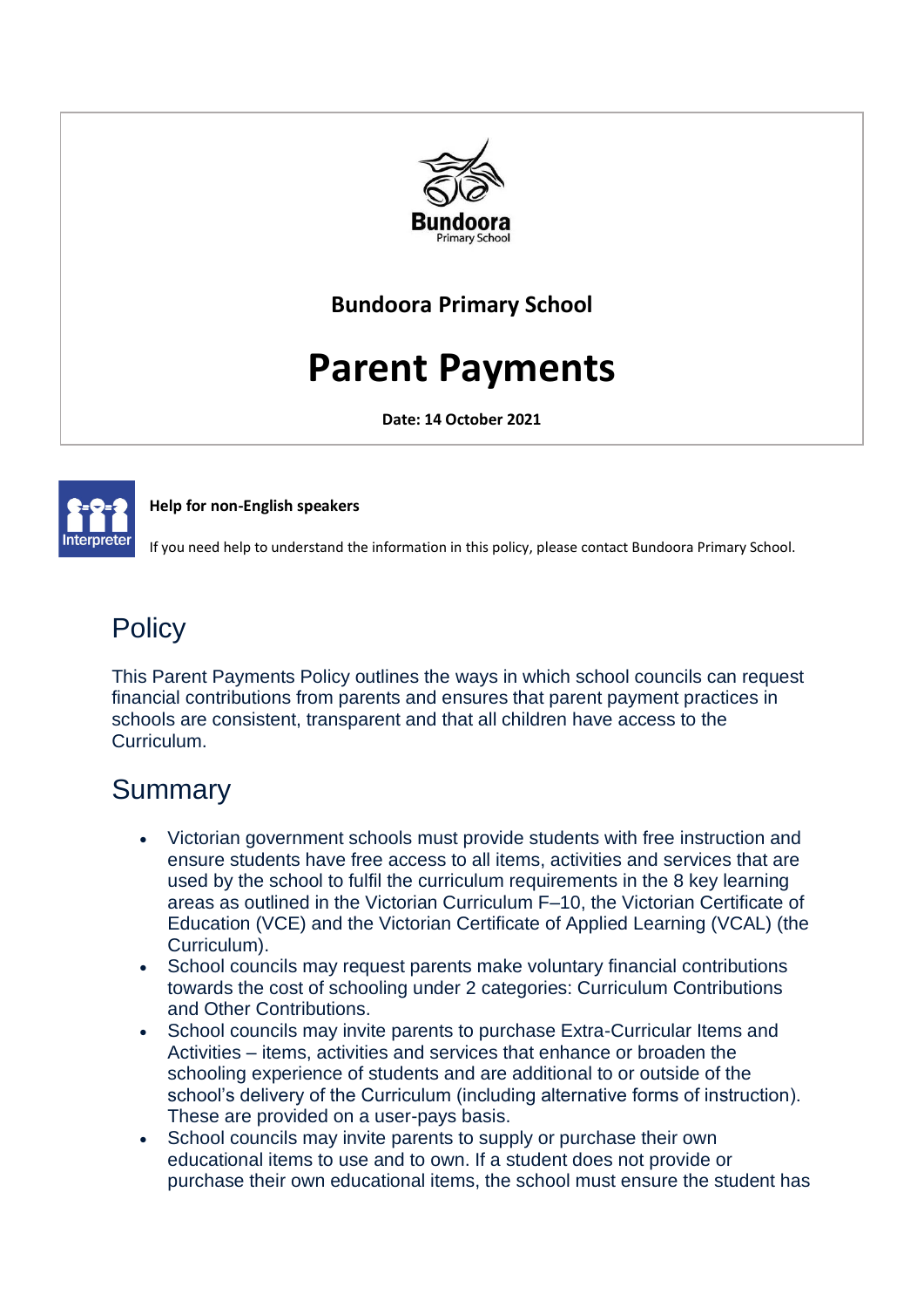Bundoora Primary School

# Parent Payments

**Date: 14 October 2021**

**Help for non-English speakers**

If you need help to understand the information in this policy, please contact Bundoora Primary School.

## Policy

This Parent Payments Policy outlines the ways in which school councils can request financial contributions from parents and ensures that parent payment practices in schools are consistent, transparent and that all children have access to the Curriculum.

## Summary

- Victorian government schools must provide students with free instruction and ensure students have free access to all items, activities and services that are used by the school to fulfil the curriculum requirements in the 8 key learning areas as outlined in the Victorian Curriculum F–10, the Victorian Certificate of Education (VCE) and the Victorian Certificate of Applied Learning (VCAL) (the Curriculum).
- School councils may request parents make voluntary financial contributions towards the cost of schooling under 2 categories: Curriculum Contributions and Other Contributions.
- School councils may invite parents to purchase Extra-Curricular Items and Activities – items, activities and services that enhance or broaden the schooling experience of students and are additional to or outside of the school's delivery of the Curriculum (including alternative forms of instruction). These are provided on a user-pays basis.
- School councils may invite parents to supply or purchase their own educational items to use and to own. If a student does not provide or purchase their own educational items, the school must ensure the student has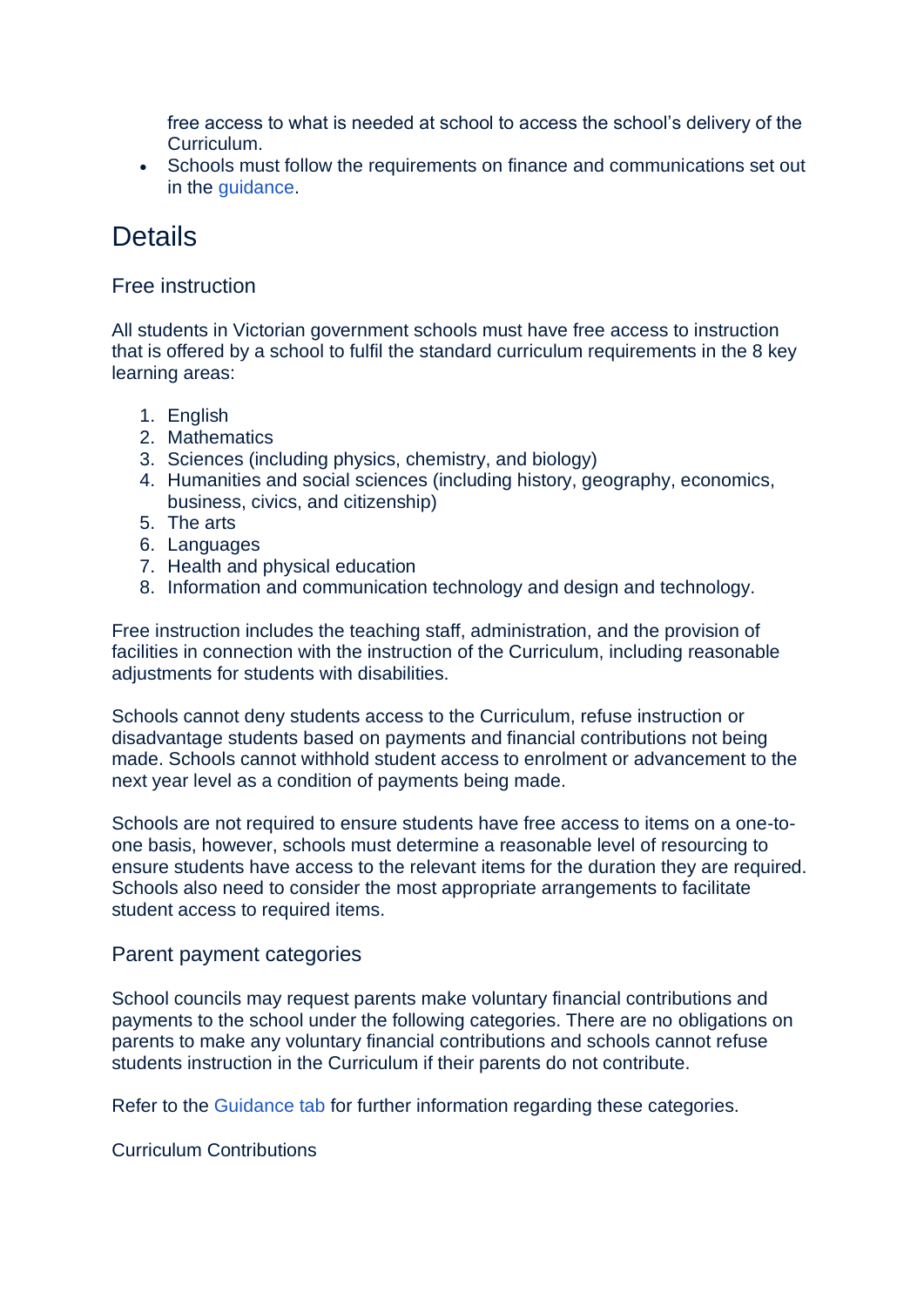free access to what is needed at school to access the school's delivery of the Curriculum.

- Schools must follow the requirements on finance and communications set out in the guidance.

# Details

## Free instruction

All students in Victorian government schools must have free access to instruction that is offered by a school to fulfil the standard curriculum requirements in the 8 key learning areas:

1. English
2. Mathematics
3. Sciences (including physics, chemistry, and biology)
4. Humanities and social sciences (including history, geography, economics, business, civics, and citizenship)
5. The arts
6. Languages
7. Health and physical education
8. Information and communication technology and design and technology.

Free instruction includes the teaching staff, administration, and the provision of facilities in connection with the instruction of the Curriculum, including reasonable adjustments for students with disabilities.

Schools cannot deny students access to the Curriculum, refuse instruction or disadvantage students based on payments and financial contributions not being made. Schools cannot withhold student access to enrolment or advancement to the next year level as a condition of payments being made.

Schools are not required to ensure students have free access to items on a one-to-one basis, however, schools must determine a reasonable level of resourcing to ensure students have access to the relevant items for the duration they are required. Schools also need to consider the most appropriate arrangements to facilitate student access to required items.

## Parent payment categories

School councils may request parents make voluntary financial contributions and payments to the school under the following categories. There are no obligations on parents to make any voluntary financial contributions and schools cannot refuse students instruction in the Curriculum if their parents do not contribute.

Refer to the Guidance tab for further information regarding these categories.

### Curriculum Contributions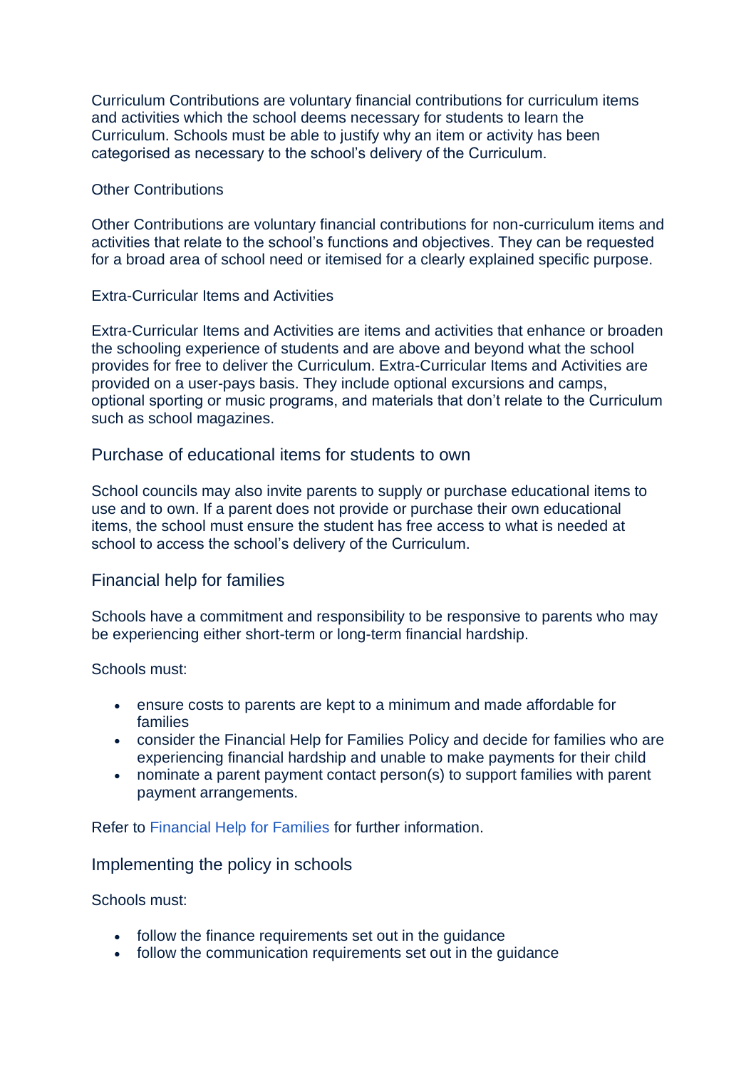Curriculum Contributions are voluntary financial contributions for curriculum items and activities which the school deems necessary for students to learn the Curriculum. Schools must be able to justify why an item or activity has been categorised as necessary to the school's delivery of the Curriculum.

#### Other Contributions

Other Contributions are voluntary financial contributions for non-curriculum items and activities that relate to the school's functions and objectives. They can be requested for a broad area of school need or itemised for a clearly explained specific purpose.

#### Extra-Curricular Items and Activities

Extra-Curricular Items and Activities are items and activities that enhance or broaden the schooling experience of students and are above and beyond what the school provides for free to deliver the Curriculum. Extra-Curricular Items and Activities are provided on a user-pays basis. They include optional excursions and camps, optional sporting or music programs, and materials that don't relate to the Curriculum such as school magazines.

### Purchase of educational items for students to own

School councils may also invite parents to supply or purchase educational items to use and to own. If a parent does not provide or purchase their own educational items, the school must ensure the student has free access to what is needed at school to access the school's delivery of the Curriculum.

### Financial help for families

Schools have a commitment and responsibility to be responsive to parents who may be experiencing either short-term or long-term financial hardship.

Schools must:

- ensure costs to parents are kept to a minimum and made affordable for families
- consider the Financial Help for Families Policy and decide for families who are experiencing financial hardship and unable to make payments for their child
- nominate a parent payment contact person(s) to support families with parent payment arrangements.

Refer to Financial Help for Families for further information.

### Implementing the policy in schools

Schools must:

- follow the finance requirements set out in the guidance
- follow the communication requirements set out in the guidance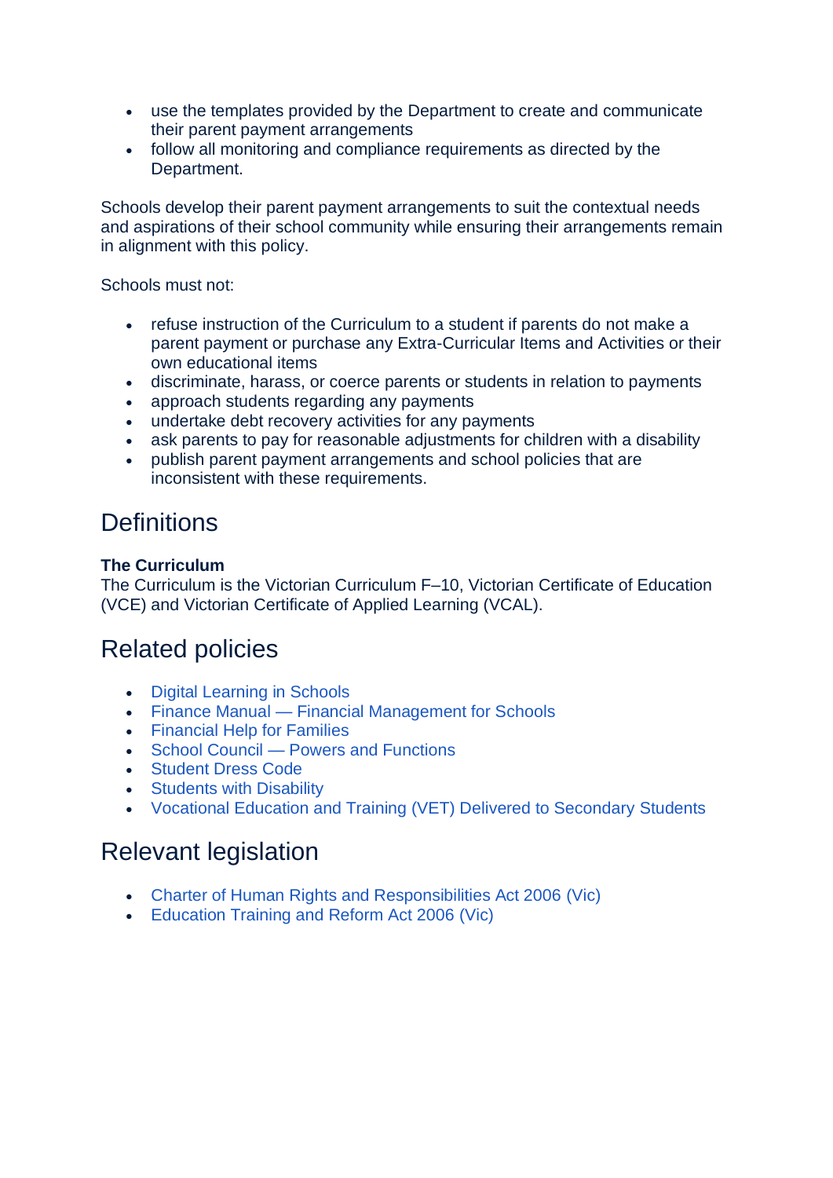- use the templates provided by the Department to create and communicate their parent payment arrangements
- follow all monitoring and compliance requirements as directed by the Department.

Schools develop their parent payment arrangements to suit the contextual needs and aspirations of their school community while ensuring their arrangements remain in alignment with this policy.

Schools must not:

- refuse instruction of the Curriculum to a student if parents do not make a parent payment or purchase any Extra-Curricular Items and Activities or their own educational items
- discriminate, harass, or coerce parents or students in relation to payments
- approach students regarding any payments
- undertake debt recovery activities for any payments
- ask parents to pay for reasonable adjustments for children with a disability
- publish parent payment arrangements and school policies that are inconsistent with these requirements.

## Definitions

**The Curriculum**
The Curriculum is the Victorian Curriculum F–10, Victorian Certificate of Education (VCE) and Victorian Certificate of Applied Learning (VCAL).

## Related policies

- Digital Learning in Schools
- Finance Manual — Financial Management for Schools
- Financial Help for Families
- School Council — Powers and Functions
- Student Dress Code
- Students with Disability
- Vocational Education and Training (VET) Delivered to Secondary Students

## Relevant legislation

- Charter of Human Rights and Responsibilities Act 2006 (Vic)
- Education Training and Reform Act 2006 (Vic)